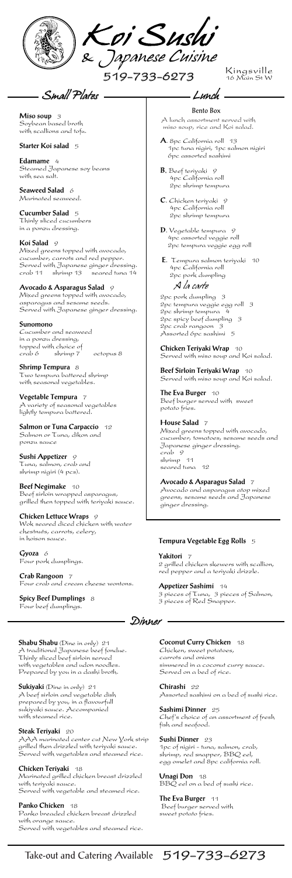# Koi Sushi & Japanese Cuisine

519-733-6273

Kingsville
16 Main St W

## Small Plates

**Miso soup** 3
Soybean based broth with scallions and tofu.

**Starter Koi salad** 5

**Edamame** 4
Steamed Japanese soy beans with sea salt.

**Seaweed Salad** 6
Marinated seaweed.

**Cucumber Salad** 5
Thinly sliced cucumbers in a ponzu dressing.

**Koi Salad** 9
Mixed greens topped with avocado, cucumber, carrots and red pepper. Served with Japanese ginger dressing.
crab 11 shrimp 13 seared tuna 14

**Avocado & Asparagus Salad** 9
Mixed greens topped with avocado, asparagus and sesame seeds. Served with Japanese ginger dressing.

**Sunomono**
Cucumber and seaweed in a ponzu dressing, topped with choice of
crab 6 shrimp 7 octopus 8

**Shrimp Tempura** 8
Two tempura battered shrimp with seasonal vegetables.

**Vegetable Tempura** 7
A variety of seasonal vegetables lightly tempura battered.

**Salmon or Tuna Carpaccio** 12
Salmon or Tuna, dikon and ponzu sauce

**Sushi Appetizer** 9
Tuna, salmon, crab and shrimp nigiri (4 pcs).

**Beef Negimake** 10
Beef sirloin wrapped asparagus, grilled then topped with teriyaki sauce.

**Chicken Lettuce Wraps** 9
Wok seared diced chicken with water chestnuts, carrots, celery, in hoison sauce.

**Gyoza** 6
Four pork dumplings.

**Crab Rangoon** 7
Four crab and cream cheese wontons.

**Spicy Beef Dumplings** 8
Four beef dumplings.

## Lunch

### Bento Box

A lunch assortment served with miso soup, rice and Koi salad.

**A**. 8pc California roll 13
1pc tuna nigiri, 1pc salmon nigiri
6pc assorted sashimi

**B**. Beef teriyaki 9
4pc California roll
2pc shrimp tempura

**C**. Chicken teriyaki 9
4pc California roll
2pc shrimp tempura

**D**. Vegetable tempura 9
4pc assorted veggie roll
2pc tempura veggie egg roll

**E**. Tempura salmon teriyaki 10
4pc California roll
2pc pork dumpling

### A la carte

2pc pork dumpling 3
2pc tempura veggie egg roll 3
2pc shrimp tempura 4
2pc spicy beef dumpling 3
2pc crab rangoon 3
Assorted 6pc sashimi 5

**Chicken Teriyaki Wrap** 10
Served with miso soup and Koi salad.

**Beef Sirloin Teriyaki Wrap** 10
Served with miso soup and Koi salad.

**The Eva Burger** 10
Beef burger served with sweet potato fries.

**House Salad** 7
Mixed greens topped with avocado, cucumber, tomatoes, sesame seeds and Japanese ginger dressing.
crab 9
shrimp 11
seared tuna 12

**Avocado & Asparagus Salad** 7
Avocado and asparagus atop mixed greens, sesame seeds and Japanese ginger dressing.

**Tempura Vegetable Egg Rolls** 5

**Yakitori** 7
2 grilled chicken skewers with scallion, red pepper and a teriyaki drizzle.

**Appetizer Sashimi** 14
3 pieces of Tuna, 3 pieces of Salmon, 3 pieces of Red Snapper.

## Dinner

**Shabu Shabu** (Dine in only) 21
A traditional Japanese beef fondue. Thinly sliced beef sirloin served with vegetables and udon noodles. Prepared by you in a dashi broth.

**Sukiyaki** (Dine in only) 21
A beef sirloin and vegetable dish prepared by you, in a flavourfull sukiyaki sauce. Accompanied with steamed rice.

**Steak Teriyaki** 20
AAA marinated center cut New York strip grilled then drizzled with teriyaki sauce. Served with vegetables and steamed rice.

**Chicken Teriyaki** 18
Marinated grilled chicken breast drizzled with teriyaki sauce. Served with vegetable and steamed rice.

**Panko Chicken** 18
Panko breaded chicken breast drizzled with orange sauce. Served with vegetables and steamed rice.

**Coconut Curry Chicken** 18
Chicken, sweet potatoes, carrots and onions simmered in a coconut curry sauce. Served on a bed of rice.

**Chirashi** 22
Assorted sashimi on a bed of sushi rice.

**Sashimi Dinner** 25
Chef's choice of an assortment of fresh fish and seafood.

**Sushi Dinner** 23
1pc of nigiri - tuna, salmon, crab, shrimp, red snapper, BBQ eel, egg omelet and 8pc california roll.

**Unagi Don** 18
BBQ eel on a bed of sushi rice.

**The Eva Burger** 11
Beef burger served with sweet potato fries.

Take-out and Catering Available 519-733-6273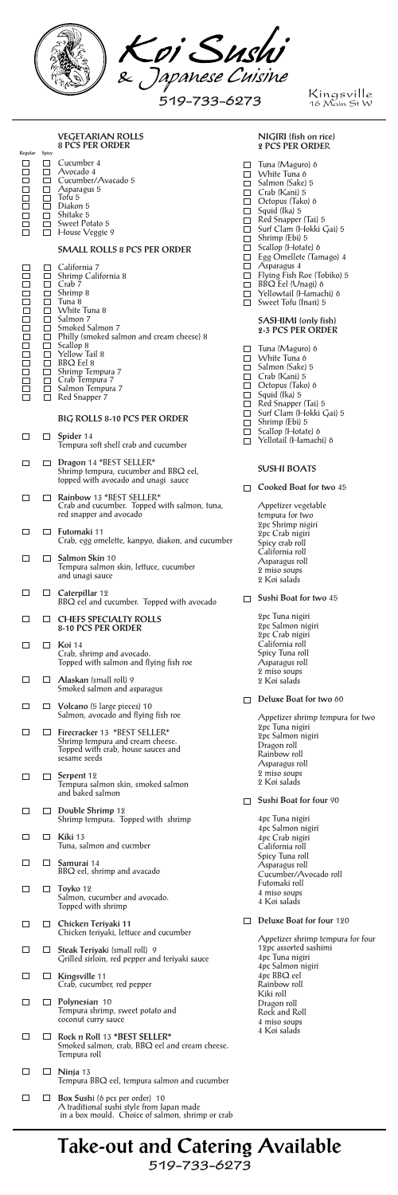# Koi Sushi & Japanese Cuisine

519-733-6273

Kingsville
16 Main St W

## VEGETARIAN ROLLS
**8 PCS PER ORDER**

Regular Spicy

- ☐ ☐ Cucumber 4
- ☐ ☐ Avocado 4
- ☐ ☐ Cucumber/Avacado 5
- ☐ ☐ Asparagus 5
- ☐ ☐ Tofu 5
- ☐ ☐ Diakon 5
- ☐ ☐ Shitake 5
- ☐ ☐ Sweet Potato 5
- ☐ ☐ House Veggie 9

## SMALL ROLLS 8 PCS PER ORDER

- ☐ ☐ California 7
- ☐ ☐ Shrimp California 8
- ☐ ☐ Crab 7
- ☐ ☐ Shrimp 8
- ☐ ☐ Tuna 8
- ☐ ☐ White Tuna 8
- ☐ ☐ Salmon 7
- ☐ ☐ Smoked Salmon 7
- ☐ ☐ Philly (smoked salmon and cream cheese) 8
- ☐ ☐ Scallop 8
- ☐ ☐ Yellow Tail 8
- ☐ ☐ BBQ Eel 8
- ☐ ☐ Shrimp Tempura 7
- ☐ ☐ Crab Tempura 7
- ☐ ☐ Salmon Tempura 7
- ☐ ☐ Red Snapper 7

## BIG ROLLS 8-10 PCS PER ORDER

- ☐ ☐ **Spider** 14
  Tempura soft shell crab and cucumber
- ☐ ☐ **Dragon** 14 *BEST SELLER*
  Shrimp tempura, cucumber and BBQ eel, topped with avocado and unagi sauce
- ☐ ☐ **Rainbow** 13 *BEST SELLER*
  Crab and cucumber. Topped with salmon, tuna, red snapper and avocado
- ☐ ☐ **Futomaki** 11
  Crab, egg omelette, kanpyo, diakon, and cucumber
- ☐ ☐ **Salmon Skin** 10
  Tempura salmon skin, lettuce, cucumber and unagi sauce
- ☐ ☐ **Caterpillar** 12
  BBQ eel and cucumber. Topped with avocado

## CHEFS SPECIALTY ROLLS
**8-10 PCS PER ORDER**

- ☐ ☐ **Koi** 14
  Crab, shrimp and avocado. Topped with salmon and flying fish roe
- ☐ ☐ **Alaskan** (small roll) 9
  Smoked salmon and asparagus
- ☐ ☐ **Volcano** (5 large pieces) 10
  Salmon, avocado and flying fish roe
- ☐ ☐ **Firecracker** 13 *BEST SELLER*
  Shrimp tempura and cream cheese. Topped with crab, house sauces and sesame seeds
- ☐ ☐ **Serpent** 12
  Tempura salmon skin, smoked salmon and baked salmon
- ☐ ☐ **Double Shrimp** 12
  Shrimp tempura. Topped with shrimp
- ☐ ☐ **Kiki** 13
  Tuna, salmon and cucmber
- ☐ ☐ **Samurai** 14
  BBQ eel, shrimp and avacado
- ☐ ☐ **Toyko** 12
  Salmon, cucumber and avocado. Topped with shrimp
- ☐ ☐ **Chicken Teriyaki** 11
  Chicken teriyaki, lettuce and cucumber
- ☐ ☐ **Steak Teriyaki** (small roll) 9
  Grilled sirloin, red pepper and teriyaki sauce
- ☐ ☐ **Kingsville** 11
  Crab, cucumber, red pepper
- ☐ ☐ **Polynesian** 10
  Tempura shrimp, sweet potato and coconut curry sauce
- ☐ ☐ **Rock n Roll** 13 *BEST SELLER*
  Smoked salmon, crab, BBQ eel and cream cheese. Tempura roll
- ☐ ☐ **Ninja** 13
  Tempura BBQ eel, tempura salmon and cucumber
- ☐ ☐ **Box Sushi** (6 pcs per order) 10
  A traditional sushi style from Japan made in a box mould. Choice of salmon, shrimp or crab

## NIGIRI (fish on rice)
**2 PCS PER ORDER**

- ☐ Tuna (Maguro) 6
- ☐ White Tuna 6
- ☐ Salmon (Sake) 5
- ☐ Crab (Kani) 5
- ☐ Octopus (Tako) 6
- ☐ Squid (Ika) 5
- ☐ Red Snapper (Tai) 5
- ☐ Surf Clam (Hokki Gai) 5
- ☐ Shrimp (Ebi) 5
- ☐ Scallop (Hotate) 6
- ☐ Egg Omelette (Tamago) 4
- ☐ Asparagus 4
- ☐ Flying Fish Roe (Tobiko) 5
- ☐ BBQ Eel (Unagi) 6
- ☐ Yellowtail (Hamachi) 6
- ☐ Sweet Tofu (Inari) 5

## SASHIMI (only fish)
**2-3 PCS PER ORDER**

- ☐ Tuna (Maguro) 6
- ☐ White Tuna 6
- ☐ Salmon (Sake) 5
- ☐ Crab (Kani) 5
- ☐ Octopus (Tako) 6
- ☐ Squid (Ika) 5
- ☐ Red Snapper (Tai) 5
- ☐ Surf Clam (Hokki Gai) 5
- ☐ Shrimp (Ebi) 5
- ☐ Scallop (Hotate) 6
- ☐ Yellotail (Hamachi) 6

## SUSHI BOATS

☐ **Cooked Boat for two** 45

Appetizer vegetable tempura for two
2pc Shrimp nigiri
2pc Crab nigiri
Spicy crab roll
California roll
Asparagus roll
2 miso soups
2 Koi salads

☐ **Sushi Boat for two** 45

2pc Tuna nigiri
2pc Salmon nigiri
2pc Crab nigiri
California roll
Spicy Tuna roll
Asparagus roll
2 miso soups
2 Koi salads

☐ **Deluxe Boat for two** 60

Appetizer shrimp tempura for two
2pc Tuna nigiri
2pc Salmon nigiri
Dragon roll
Rainbow roll
Asparagus roll
2 miso soups
2 Koi salads

☐ **Sushi Boat for four** 90

4pc Tuna nigiri
4pc Salmon nigiri
4pc Crab nigiri
California roll
Spicy Tuna roll
Asparagus roll
Cucumber/Avocado roll
Futomaki roll
4 miso soups
4 Koi salads

☐ **Deluxe Boat for four** 120

Appetizer shrimp tempura for four
12pc assorted sashimi
4pc Tuna nigiri
4pc Salmon nigiri
4pc BBQ eel
Rainbow roll
Kiki roll
Dragon roll
Rock and Roll
4 miso soups
4 Koi salads

# Take-out and Catering Available

519-733-6273